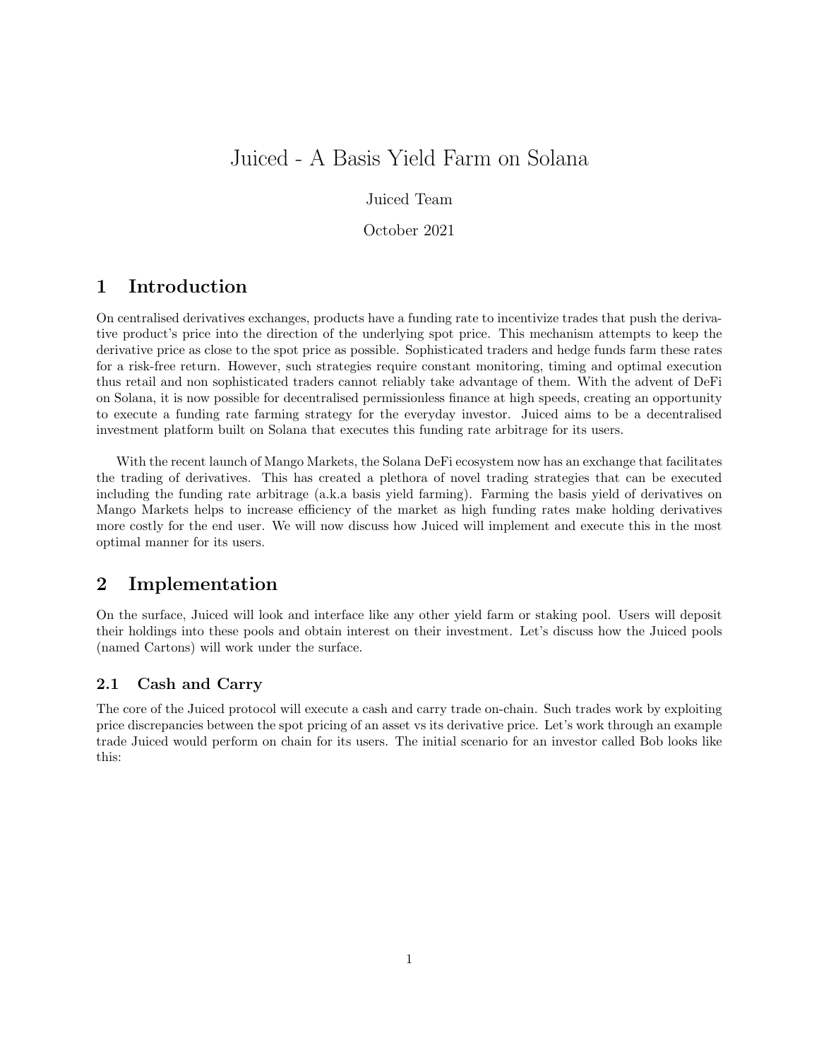# Juiced - A Basis Yield Farm on Solana

Juiced Team

October 2021

## 1 Introduction

On centralised derivatives exchanges, products have a funding rate to incentivize trades that push the derivative product's price into the direction of the underlying spot price. This mechanism attempts to keep the derivative price as close to the spot price as possible. Sophisticated traders and hedge funds farm these rates for a risk-free return. However, such strategies require constant monitoring, timing and optimal execution thus retail and non sophisticated traders cannot reliably take advantage of them. With the advent of DeFi on Solana, it is now possible for decentralised permissionless finance at high speeds, creating an opportunity to execute a funding rate farming strategy for the everyday investor. Juiced aims to be a decentralised investment platform built on Solana that executes this funding rate arbitrage for its users.

With the recent launch of Mango Markets, the Solana DeFi ecosystem now has an exchange that facilitates the trading of derivatives. This has created a plethora of novel trading strategies that can be executed including the funding rate arbitrage (a.k.a basis yield farming). Farming the basis yield of derivatives on Mango Markets helps to increase efficiency of the market as high funding rates make holding derivatives more costly for the end user. We will now discuss how Juiced will implement and execute this in the most optimal manner for its users.

## 2 Implementation

On the surface, Juiced will look and interface like any other yield farm or staking pool. Users will deposit their holdings into these pools and obtain interest on their investment. Let's discuss how the Juiced pools (named Cartons) will work under the surface.

### 2.1 Cash and Carry

The core of the Juiced protocol will execute a cash and carry trade on-chain. Such trades work by exploiting price discrepancies between the spot pricing of an asset vs its derivative price. Let's work through an example trade Juiced would perform on chain for its users. The initial scenario for an investor called Bob looks like this: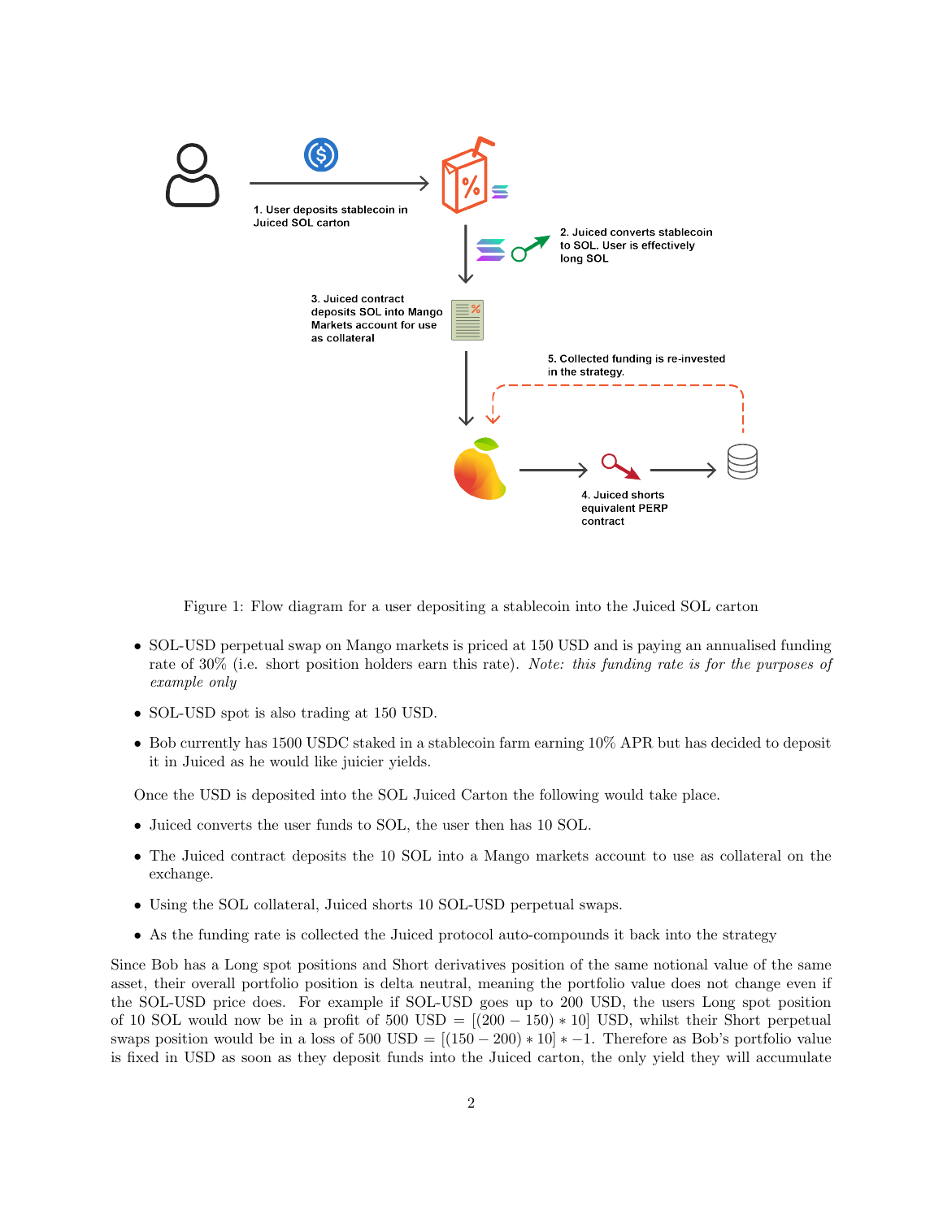1. User deposits stablecoin in Juiced SOL carton

2. Juiced converts stablecoin to SOL. User is effectively long SOL

3. Juiced contract deposits SOL into Mango Markets account for use as collateral

4. Juiced shorts equivalent PERP contract

5. Collected funding is re-invested in the strategy.

Figure 1: Flow diagram for a user depositing a stablecoin into the Juiced SOL carton

- SOL-USD perpetual swap on Mango markets is priced at 150 USD and is paying an annualised funding rate of 30% (i.e. short position holders earn this rate). *Note: this funding rate is for the purposes of example only*
- SOL-USD spot is also trading at 150 USD.
- Bob currently has 1500 USDC staked in a stablecoin farm earning 10% APR but has decided to deposit it in Juiced as he would like juicier yields.

Once the USD is deposited into the SOL Juiced Carton the following would take place.

- Juiced converts the user funds to SOL, the user then has 10 SOL.
- The Juiced contract deposits the 10 SOL into a Mango markets account to use as collateral on the exchange.
- Using the SOL collateral, Juiced shorts 10 SOL-USD perpetual swaps.
- As the funding rate is collected the Juiced protocol auto-compounds it back into the strategy

Since Bob has a Long spot positions and Short derivatives position of the same notional value of the same asset, their overall portfolio position is delta neutral, meaning the portfolio value does not change even if the SOL-USD price does. For example if SOL-USD goes up to 200 USD, the users Long spot position of 10 SOL would now be in a profit of 500 USD $= [(200 - 150) * 10]$ USD, whilst their Short perpetual swaps position would be in a loss of 500 USD $= [(150 - 200) * 10] * -1$. Therefore as Bob's portfolio value is fixed in USD as soon as they deposit funds into the Juiced carton, the only yield they will accumulate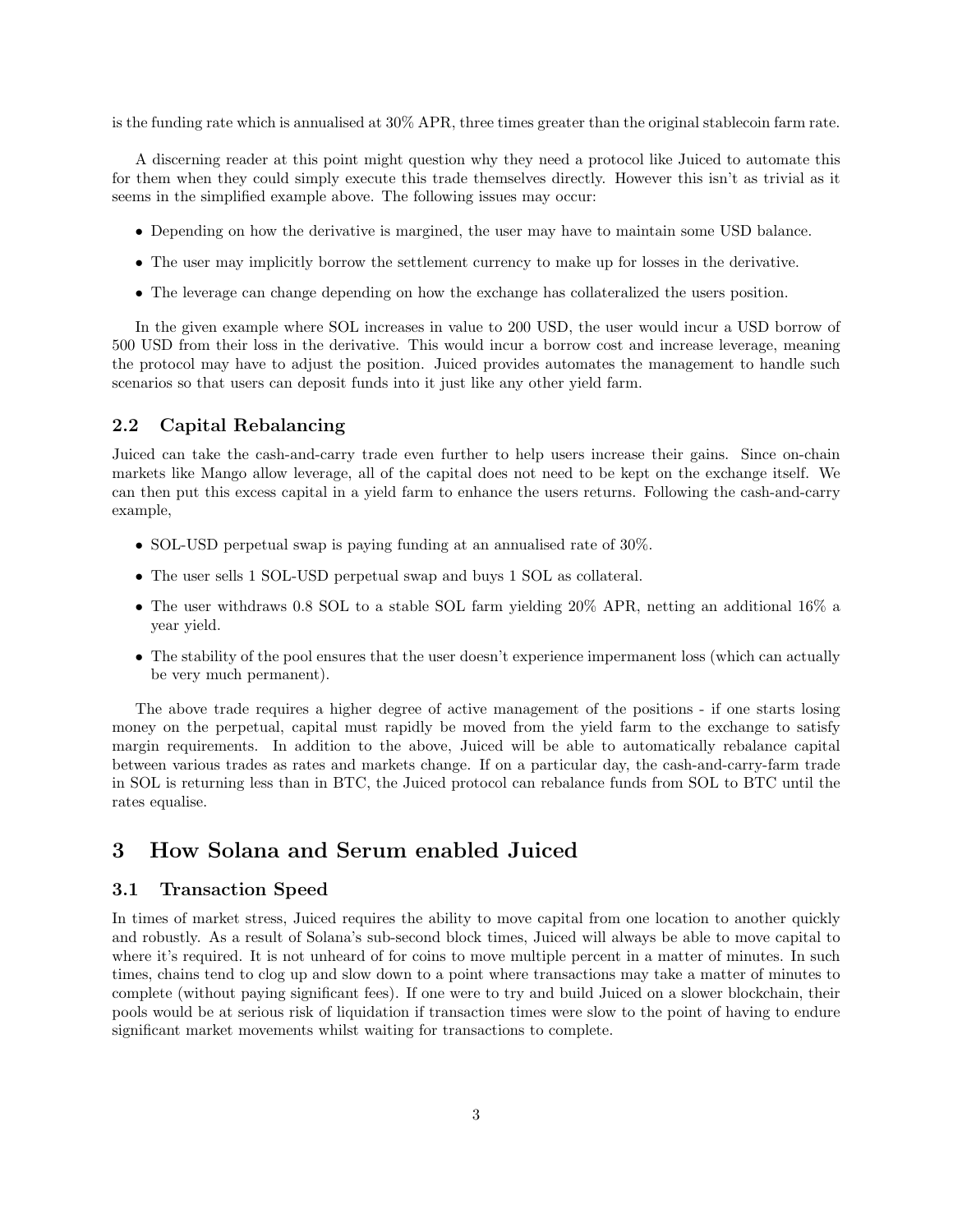is the funding rate which is annualised at 30% APR, three times greater than the original stablecoin farm rate.

A discerning reader at this point might question why they need a protocol like Juiced to automate this for them when they could simply execute this trade themselves directly. However this isn't as trivial as it seems in the simplified example above. The following issues may occur:

- Depending on how the derivative is margined, the user may have to maintain some USD balance.
- The user may implicitly borrow the settlement currency to make up for losses in the derivative.
- The leverage can change depending on how the exchange has collateralized the users position.

In the given example where SOL increases in value to 200 USD, the user would incur a USD borrow of 500 USD from their loss in the derivative. This would incur a borrow cost and increase leverage, meaning the protocol may have to adjust the position. Juiced provides automates the management to handle such scenarios so that users can deposit funds into it just like any other yield farm.

## 2.2 Capital Rebalancing

Juiced can take the cash-and-carry trade even further to help users increase their gains. Since on-chain markets like Mango allow leverage, all of the capital does not need to be kept on the exchange itself. We can then put this excess capital in a yield farm to enhance the users returns. Following the cash-and-carry example,

- SOL-USD perpetual swap is paying funding at an annualised rate of 30%.
- The user sells 1 SOL-USD perpetual swap and buys 1 SOL as collateral.
- The user withdraws 0.8 SOL to a stable SOL farm yielding 20% APR, netting an additional 16% a year yield.
- The stability of the pool ensures that the user doesn't experience impermanent loss (which can actually be very much permanent).

The above trade requires a higher degree of active management of the positions - if one starts losing money on the perpetual, capital must rapidly be moved from the yield farm to the exchange to satisfy margin requirements. In addition to the above, Juiced will be able to automatically rebalance capital between various trades as rates and markets change. If on a particular day, the cash-and-carry-farm trade in SOL is returning less than in BTC, the Juiced protocol can rebalance funds from SOL to BTC until the rates equalise.

# 3 How Solana and Serum enabled Juiced

## 3.1 Transaction Speed

In times of market stress, Juiced requires the ability to move capital from one location to another quickly and robustly. As a result of Solana's sub-second block times, Juiced will always be able to move capital to where it's required. It is not unheard of for coins to move multiple percent in a matter of minutes. In such times, chains tend to clog up and slow down to a point where transactions may take a matter of minutes to complete (without paying significant fees). If one were to try and build Juiced on a slower blockchain, their pools would be at serious risk of liquidation if transaction times were slow to the point of having to endure significant market movements whilst waiting for transactions to complete.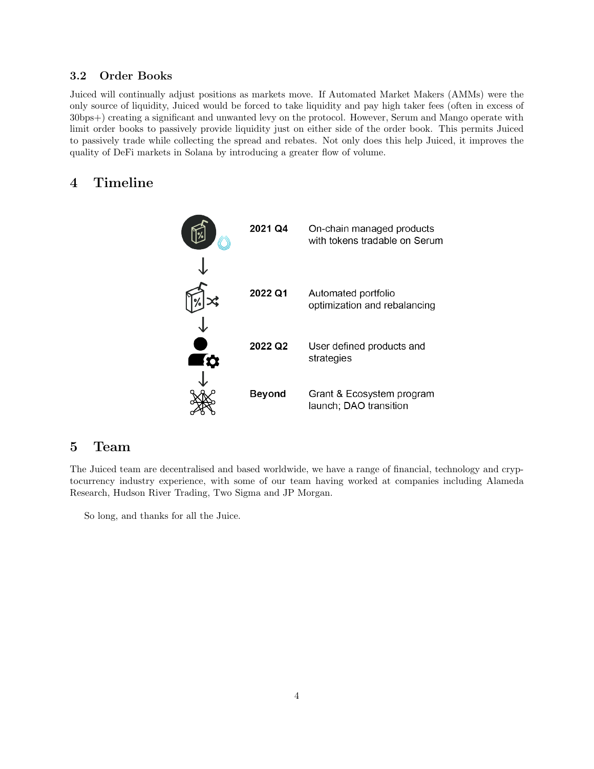### 3.2 Order Books

Juiced will continually adjust positions as markets move. If Automated Market Makers (AMMs) were the only source of liquidity, Juiced would be forced to take liquidity and pay high taker fees (often in excess of 30bps+) creating a significant and unwanted levy on the protocol. However, Serum and Mango operate with limit order books to passively provide liquidity just on either side of the order book. This permits Juiced to passively trade while collecting the spread and rebates. Not only does this help Juiced, it improves the quality of DeFi markets in Solana by introducing a greater flow of volume.

## 4 Timeline

**2021 Q4** On-chain managed products with tokens tradable on Serum

**2022 Q1** Automated portfolio optimization and rebalancing

**2022 Q2** User defined products and strategies

**Beyond** Grant & Ecosystem program launch; DAO transition

## 5 Team

The Juiced team are decentralised and based worldwide, we have a range of financial, technology and cryptocurrency industry experience, with some of our team having worked at companies including Alameda Research, Hudson River Trading, Two Sigma and JP Morgan.

So long, and thanks for all the Juice.